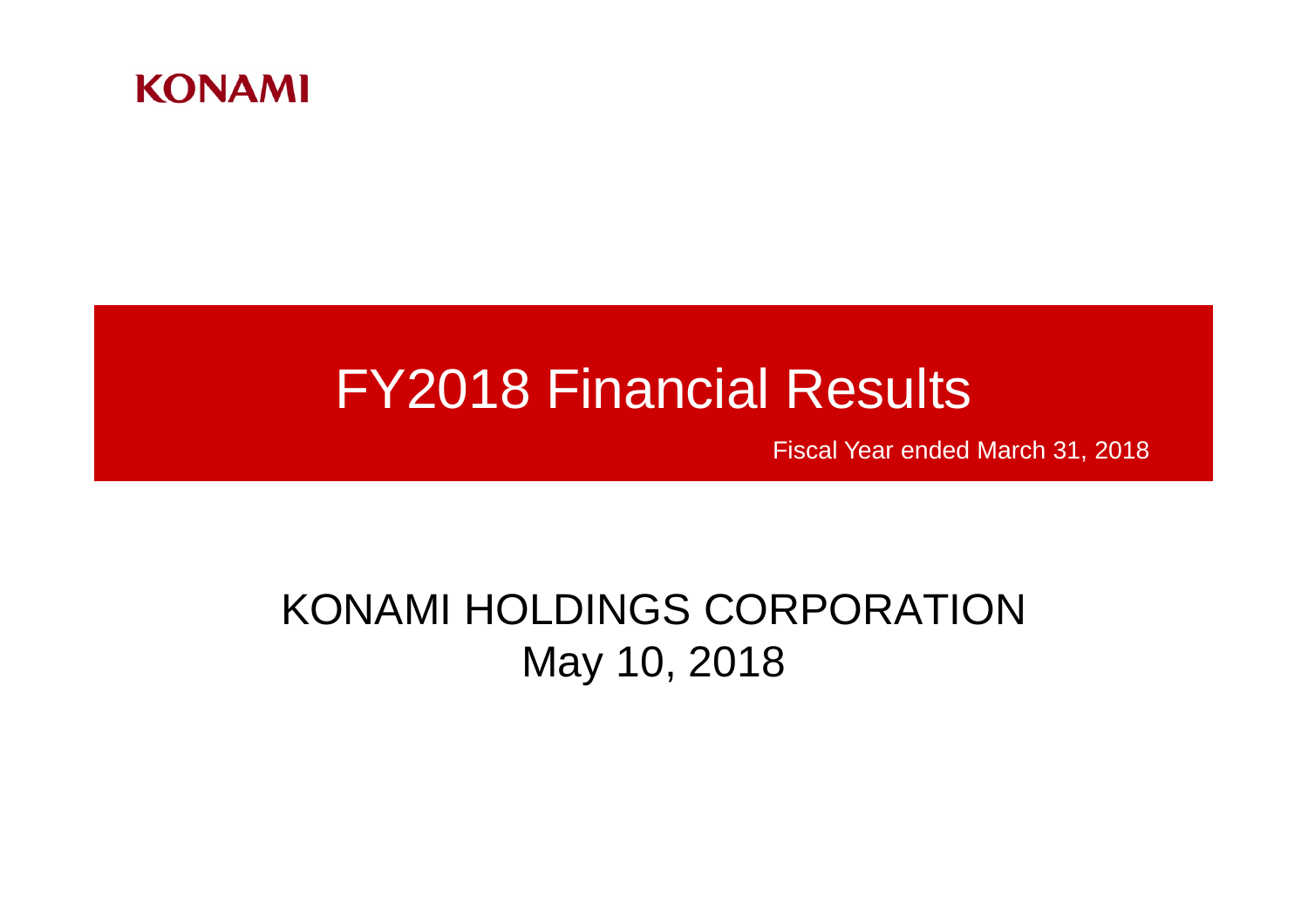KONAMI

# FY2018 Financial Results

Fiscal Year ended March 31, 2018

KONAMI HOLDINGS CORPORATION

May 10, 2018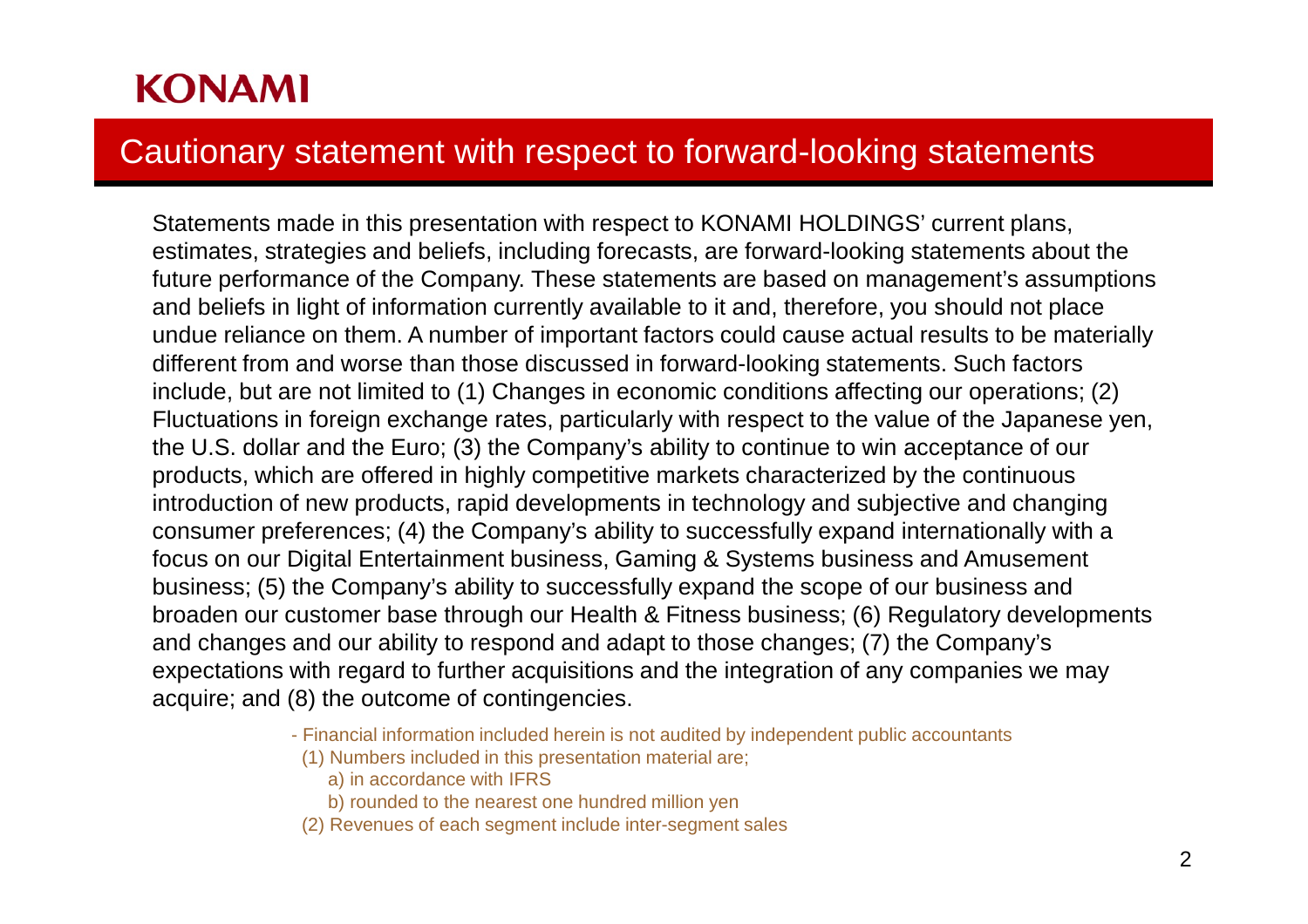KONAMI

# Cautionary statement with respect to forward-looking statements

Statements made in this presentation with respect to KONAMI HOLDINGS' current plans, estimates, strategies and beliefs, including forecasts, are forward-looking statements about the future performance of the Company. These statements are based on management's assumptions and beliefs in light of information currently available to it and, therefore, you should not place undue reliance on them. A number of important factors could cause actual results to be materially different from and worse than those discussed in forward-looking statements. Such factors include, but are not limited to (1) Changes in economic conditions affecting our operations; (2) Fluctuations in foreign exchange rates, particularly with respect to the value of the Japanese yen, the U.S. dollar and the Euro; (3) the Company's ability to continue to win acceptance of our products, which are offered in highly competitive markets characterized by the continuous introduction of new products, rapid developments in technology and subjective and changing consumer preferences; (4) the Company's ability to successfully expand internationally with a focus on our Digital Entertainment business, Gaming & Systems business and Amusement business; (5) the Company's ability to successfully expand the scope of our business and broaden our customer base through our Health & Fitness business; (6) Regulatory developments and changes and our ability to respond and adapt to those changes; (7) the Company's expectations with regard to further acquisitions and the integration of any companies we may acquire; and (8) the outcome of contingencies.

- Financial information included herein is not audited by independent public accountants
  - (1) Numbers included in this presentation material are;
    - a) in accordance with IFRS
    - b) rounded to the nearest one hundred million yen
  - (2) Revenues of each segment include inter-segment sales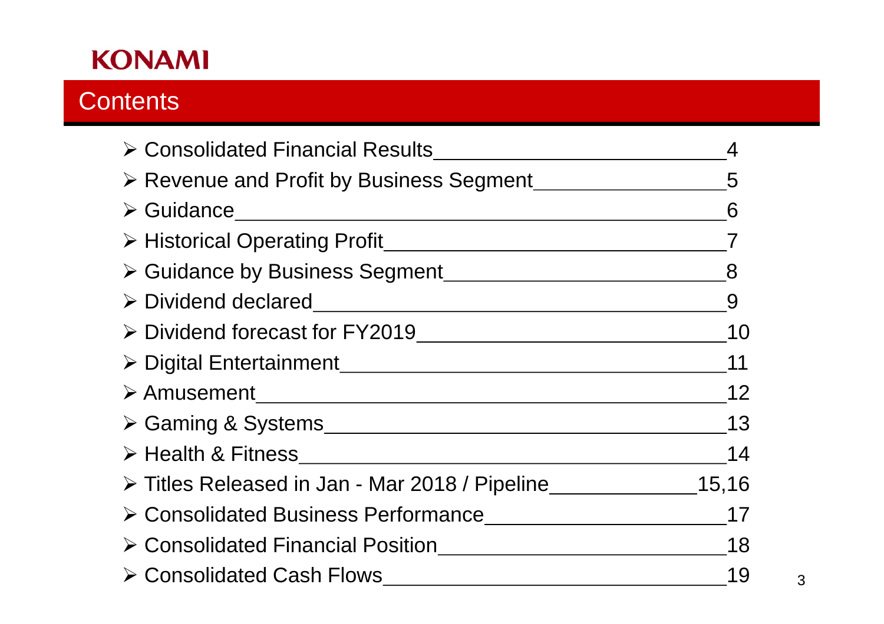KONAMI

# Contents

| Section | Page |
| --- | --- |
| Consolidated Financial Results | 4 |
| Revenue and Profit by Business Segment | 5 |
| Guidance | 6 |
| Historical Operating Profit | 7 |
| Guidance by Business Segment | 8 |
| Dividend declared | 9 |
| Dividend forecast for FY2019 | 10 |
| Digital Entertainment | 11 |
| Amusement | 12 |
| Gaming & Systems | 13 |
| Health & Fitness | 14 |
| Titles Released in Jan - Mar 2018 / Pipeline | 15,16 |
| Consolidated Business Performance | 17 |
| Consolidated Financial Position | 18 |
| Consolidated Cash Flows | 19 |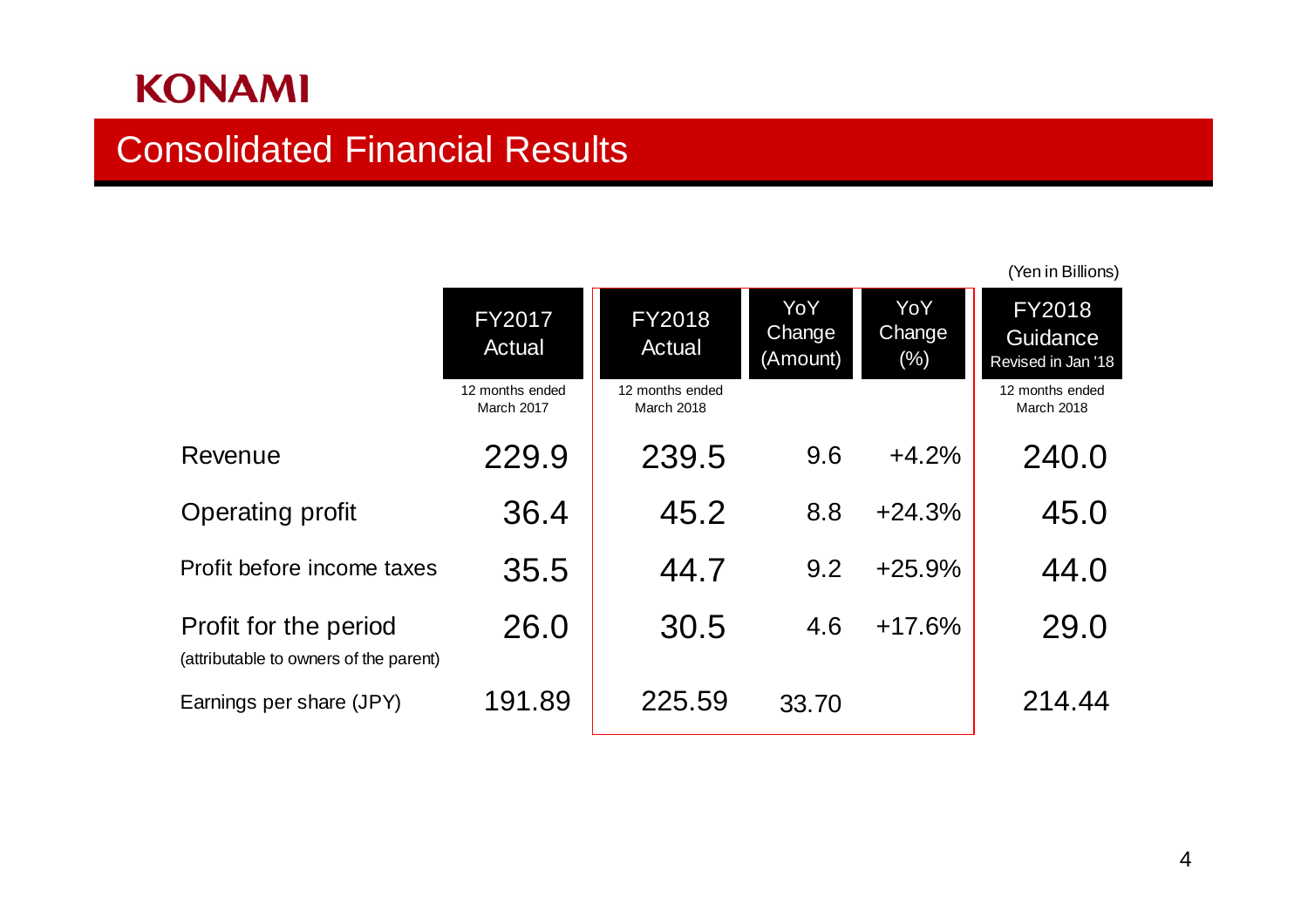KONAMI

# Consolidated Financial Results

(Yen in Billions)

| | FY2017 Actual<br>12 months ended March 2017 | FY2018 Actual<br>12 months ended March 2018 | YoY Change (Amount) | YoY Change (%) | FY2018 Guidance Revised in Jan '18<br>12 months ended March 2018 |
|---|---|---|---|---|---|
| Revenue | 229.9 | 239.5 | 9.6 | +4.2% | 240.0 |
| Operating profit | 36.4 | 45.2 | 8.8 | +24.3% | 45.0 |
| Profit before income taxes | 35.5 | 44.7 | 9.2 | +25.9% | 44.0 |
| Profit for the period (attributable to owners of the parent) | 26.0 | 30.5 | 4.6 | +17.6% | 29.0 |
| Earnings per share (JPY) | 191.89 | 225.59 | 33.70 | | 214.44 |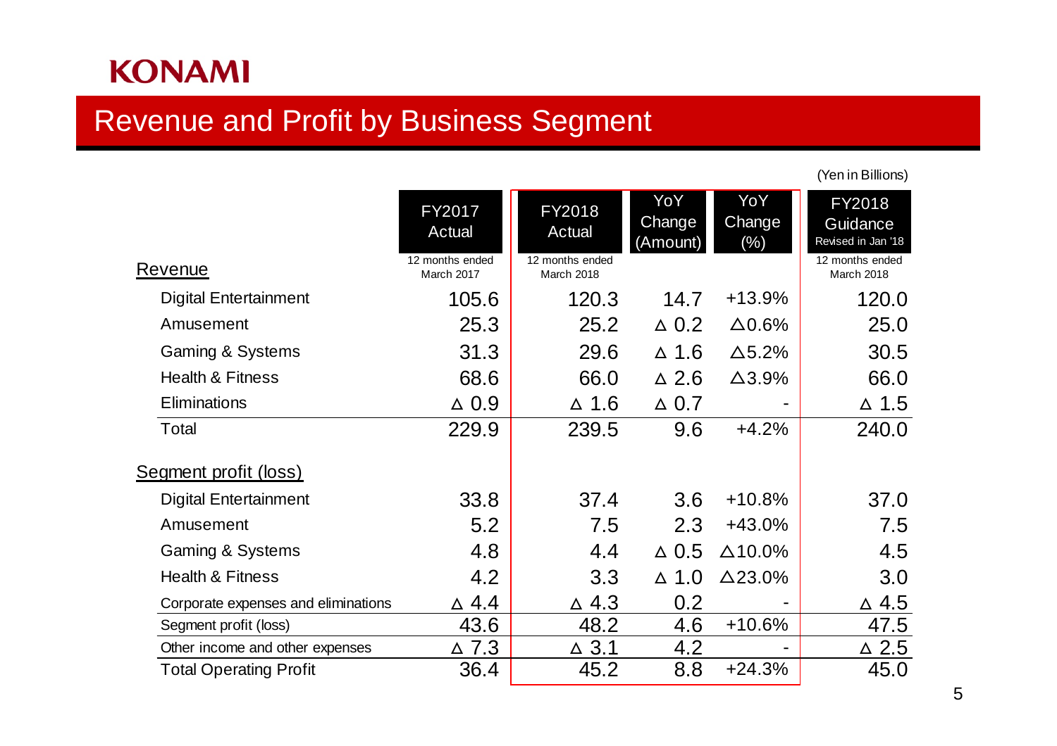KONAMI

# Revenue and Profit by Business Segment

(Yen in Billions)

| | FY2017 Actual<br>12 months ended March 2017 | FY2018 Actual<br>12 months ended March 2018 | YoY Change (Amount) | YoY Change (%) | FY2018 Guidance<br>Revised in Jan '18<br>12 months ended March 2018 |
|---|---|---|---|---|---|
| **Revenue** | | | | | |
| Digital Entertainment | 105.6 | 120.3 | 14.7 | +13.9% | 120.0 |
| Amusement | 25.3 | 25.2 | △ 0.2 | △0.6% | 25.0 |
| Gaming & Systems | 31.3 | 29.6 | △ 1.6 | △5.2% | 30.5 |
| Health & Fitness | 68.6 | 66.0 | △ 2.6 | △3.9% | 66.0 |
| Eliminations | △ 0.9 | △ 1.6 | △ 0.7 | - | △ 1.5 |
| Total | 229.9 | 239.5 | 9.6 | +4.2% | 240.0 |
| **Segment profit (loss)** | | | | | |
| Digital Entertainment | 33.8 | 37.4 | 3.6 | +10.8% | 37.0 |
| Amusement | 5.2 | 7.5 | 2.3 | +43.0% | 7.5 |
| Gaming & Systems | 4.8 | 4.4 | △ 0.5 | △10.0% | 4.5 |
| Health & Fitness | 4.2 | 3.3 | △ 1.0 | △23.0% | 3.0 |
| Corporate expenses and eliminations | △ 4.4 | △ 4.3 | 0.2 | - | △ 4.5 |
| Segment profit (loss) | 43.6 | 48.2 | 4.6 | +10.6% | 47.5 |
| Other income and other expenses | △ 7.3 | △ 3.1 | 4.2 | - | △ 2.5 |
| Total Operating Profit | 36.4 | 45.2 | 8.8 | +24.3% | 45.0 |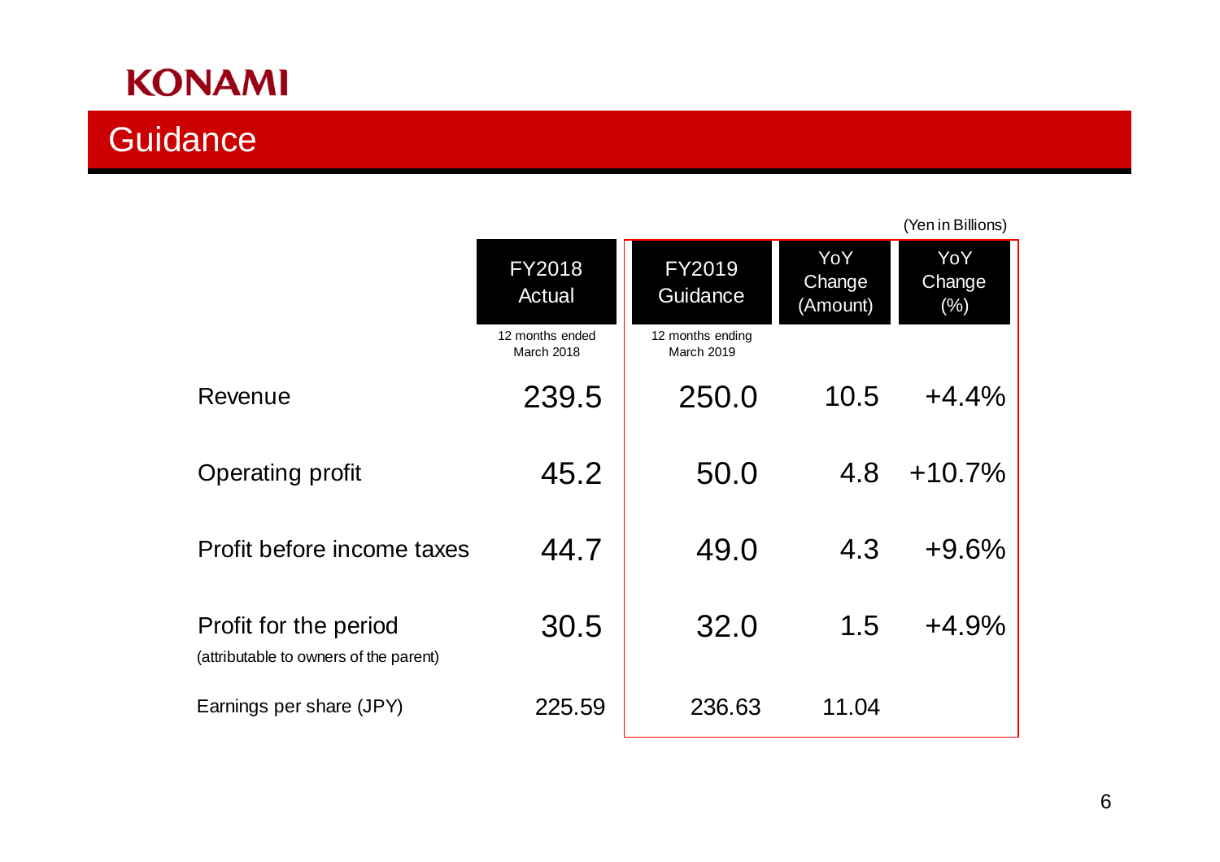**KONAMI**

# Guidance

(Yen in Billions)

| | FY2018 Actual<br>12 months ended March 2018 | FY2019 Guidance<br>12 months ending March 2019 | YoY Change (Amount) | YoY Change (%) |
|---|---|---|---|---|
| Revenue | 239.5 | 250.0 | 10.5 | +4.4% |
| Operating profit | 45.2 | 50.0 | 4.8 | +10.7% |
| Profit before income taxes | 44.7 | 49.0 | 4.3 | +9.6% |
| Profit for the period<br>(attributable to owners of the parent) | 30.5 | 32.0 | 1.5 | +4.9% |
| Earnings per share (JPY) | 225.59 | 236.63 | 11.04 | |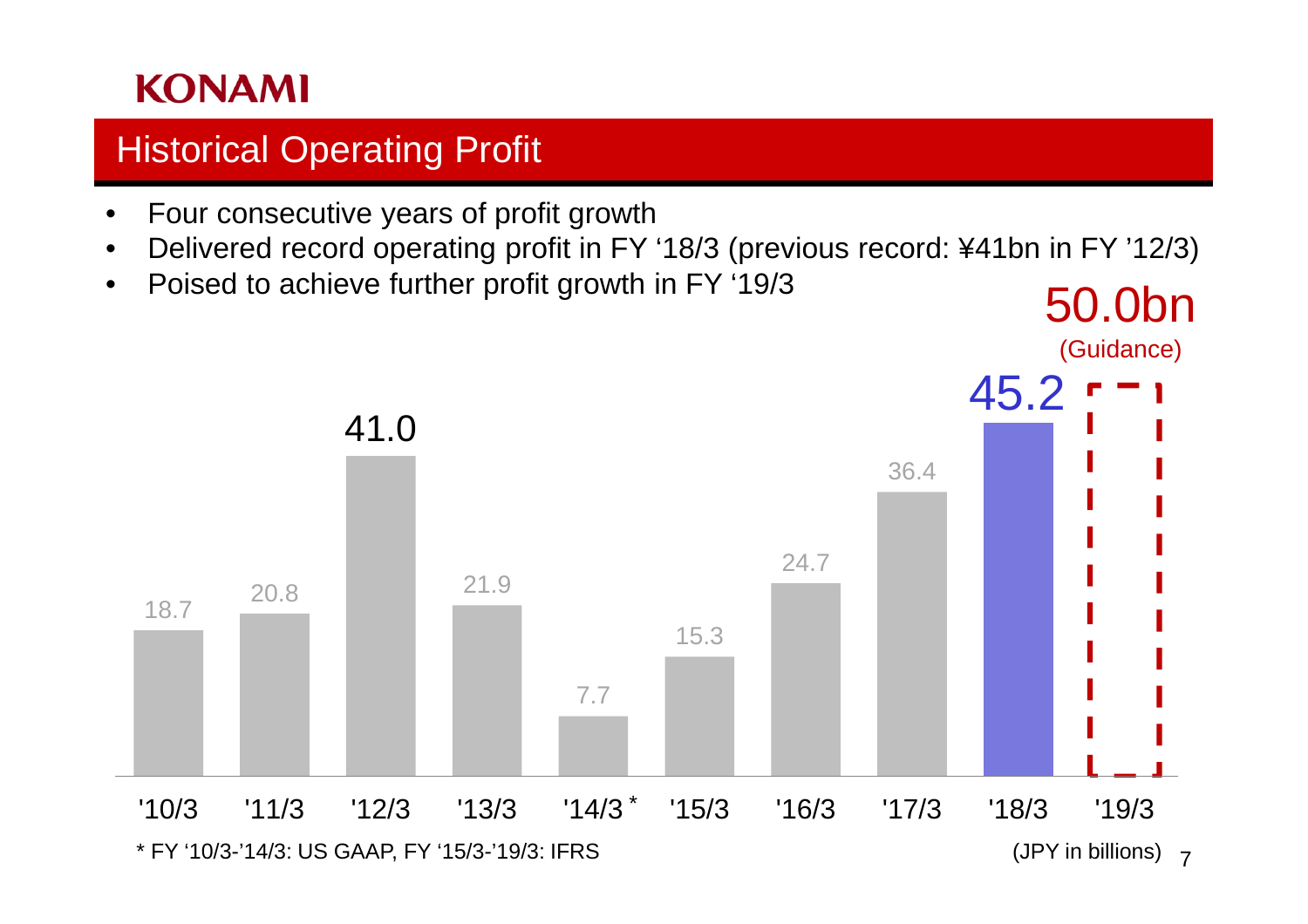KONAMI

# Historical Operating Profit

- Four consecutive years of profit growth
- Delivered record operating profit in FY '18/3 (previous record: ¥41bn in FY '12/3)
- Poised to achieve further profit growth in FY '19/3

| FY | '10/3 | '11/3 | '12/3 | '13/3 | '14/3* | '15/3 | '16/3 | '17/3 | '18/3 | '19/3 |
|---|---|---|---|---|---|---|---|---|---|---|
| Operating Profit | 18.7 | 20.8 | 41.0 | 21.9 | 7.7 | 15.3 | 24.7 | 36.4 | 45.2 | 50.0bn (Guidance) |

\* FY '10/3-'14/3: US GAAP, FY '15/3-'19/3: IFRS

(JPY in billions)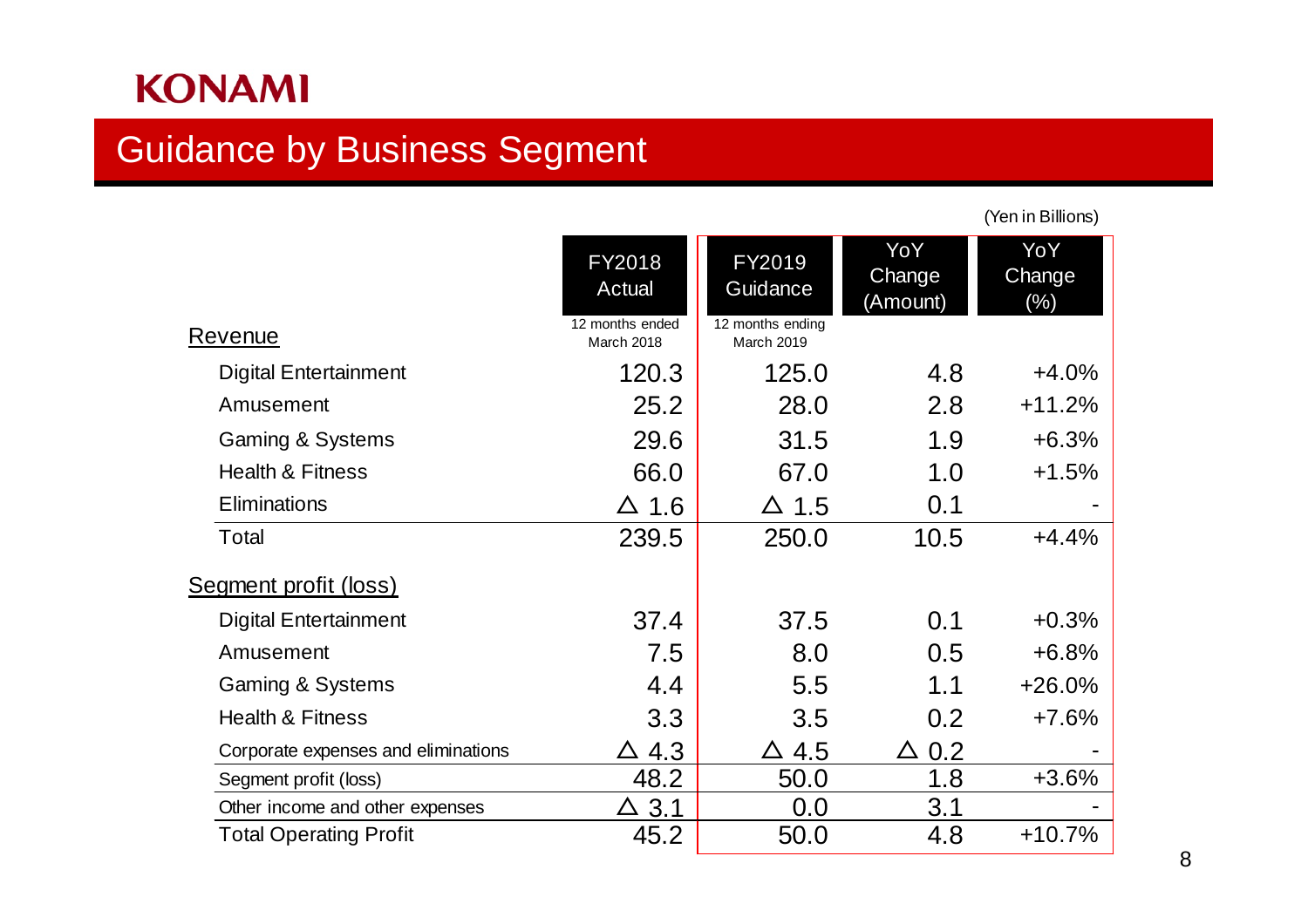KONAMI

## Guidance by Business Segment

(Yen in Billions)

| | FY2018 Actual<br>12 months ended March 2018 | FY2019 Guidance<br>12 months ending March 2019 | YoY Change (Amount) | YoY Change (%) |
|---|---|---|---|---|
| Revenue | | | | |
| Digital Entertainment | 120.3 | 125.0 | 4.8 | +4.0% |
| Amusement | 25.2 | 28.0 | 2.8 | +11.2% |
| Gaming & Systems | 29.6 | 31.5 | 1.9 | +6.3% |
| Health & Fitness | 66.0 | 67.0 | 1.0 | +1.5% |
| Eliminations | △ 1.6 | △ 1.5 | 0.1 | - |
| Total | 239.5 | 250.0 | 10.5 | +4.4% |
| Segment profit (loss) | | | | |
| Digital Entertainment | 37.4 | 37.5 | 0.1 | +0.3% |
| Amusement | 7.5 | 8.0 | 0.5 | +6.8% |
| Gaming & Systems | 4.4 | 5.5 | 1.1 | +26.0% |
| Health & Fitness | 3.3 | 3.5 | 0.2 | +7.6% |
| Corporate expenses and eliminations | △ 4.3 | △ 4.5 | △ 0.2 | - |
| Segment profit (loss) | 48.2 | 50.0 | 1.8 | +3.6% |
| Other income and other expenses | △ 3.1 | 0.0 | 3.1 | - |
| Total Operating Profit | 45.2 | 50.0 | 4.8 | +10.7% |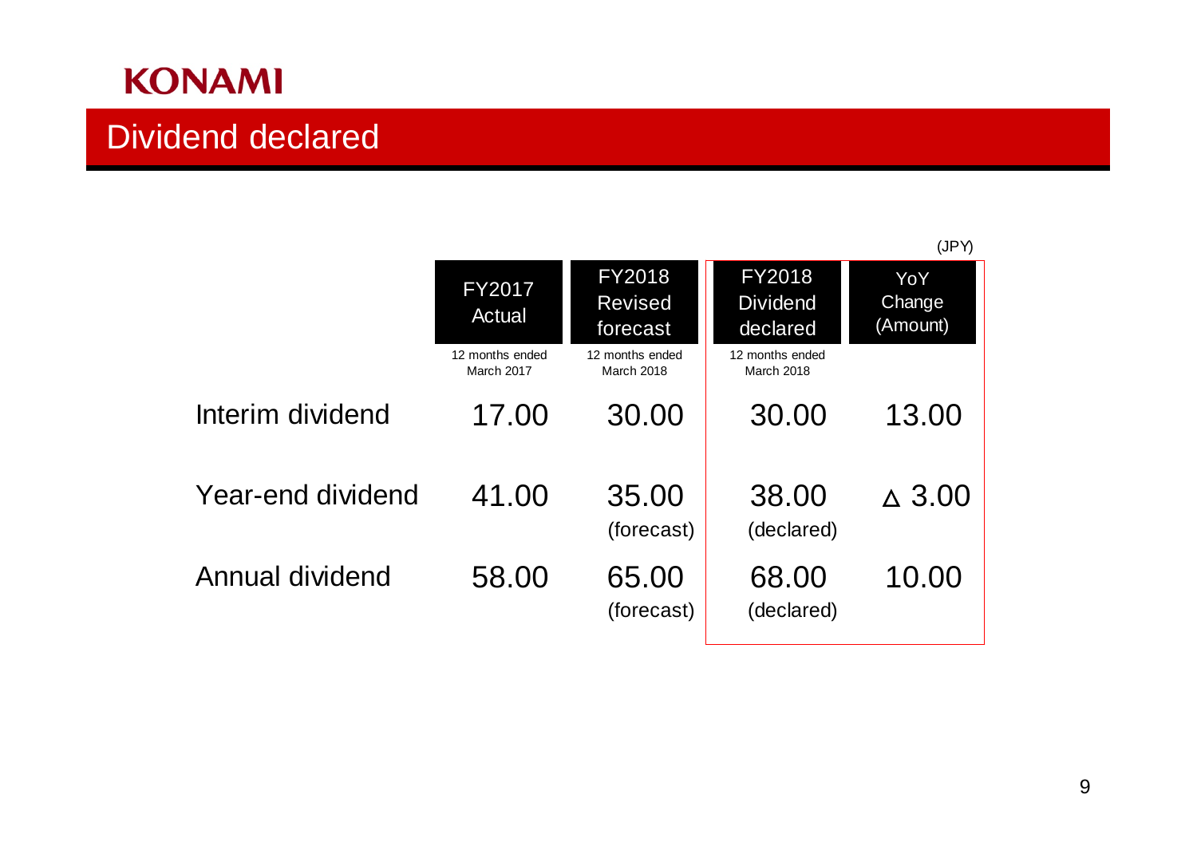KONAMI

# Dividend declared

(JPY)

| | FY2017 Actual<br>12 months ended March 2017 | FY2018 Revised forecast<br>12 months ended March 2018 | FY2018 Dividend declared<br>12 months ended March 2018 | YoY Change (Amount) |
|---|---|---|---|---|
| Interim dividend | 17.00 | 30.00 | 30.00 | 13.00 |
| Year-end dividend | 41.00 | 35.00 (forecast) | 38.00 (declared) | △ 3.00 |
| Annual dividend | 58.00 | 65.00 (forecast) | 68.00 (declared) | 10.00 |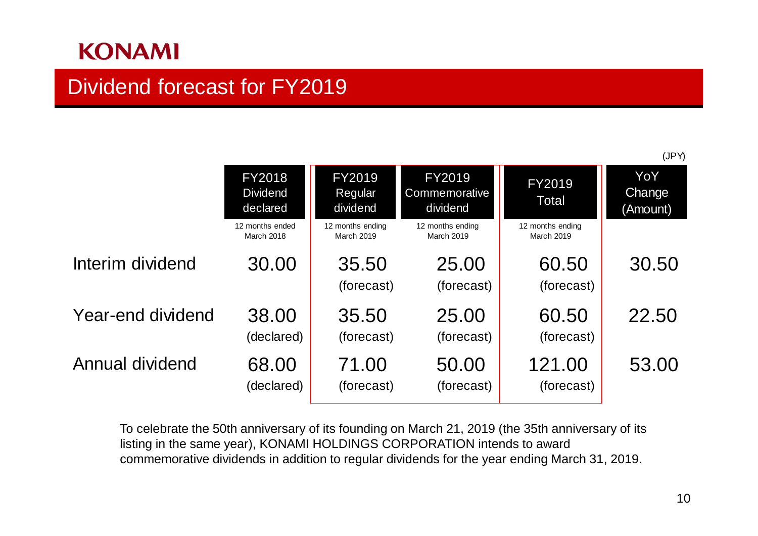KONAMI

# Dividend forecast for FY2019

(JPY)

| | FY2018 Dividend declared (12 months ended March 2018) | FY2019 Regular dividend (12 months ending March 2019) | FY2019 Commemorative dividend (12 months ending March 2019) | FY2019 Total (12 months ending March 2019) | YoY Change (Amount) |
|---|---|---|---|---|---|
| Interim dividend | 30.00 | 35.50 (forecast) | 25.00 (forecast) | 60.50 (forecast) | 30.50 |
| Year-end dividend | 38.00 (declared) | 35.50 (forecast) | 25.00 (forecast) | 60.50 (forecast) | 22.50 |
| Annual dividend | 68.00 (declared) | 71.00 (forecast) | 50.00 (forecast) | 121.00 (forecast) | 53.00 |

To celebrate the 50th anniversary of its founding on March 21, 2019 (the 35th anniversary of its listing in the same year), KONAMI HOLDINGS CORPORATION intends to award commemorative dividends in addition to regular dividends for the year ending March 31, 2019.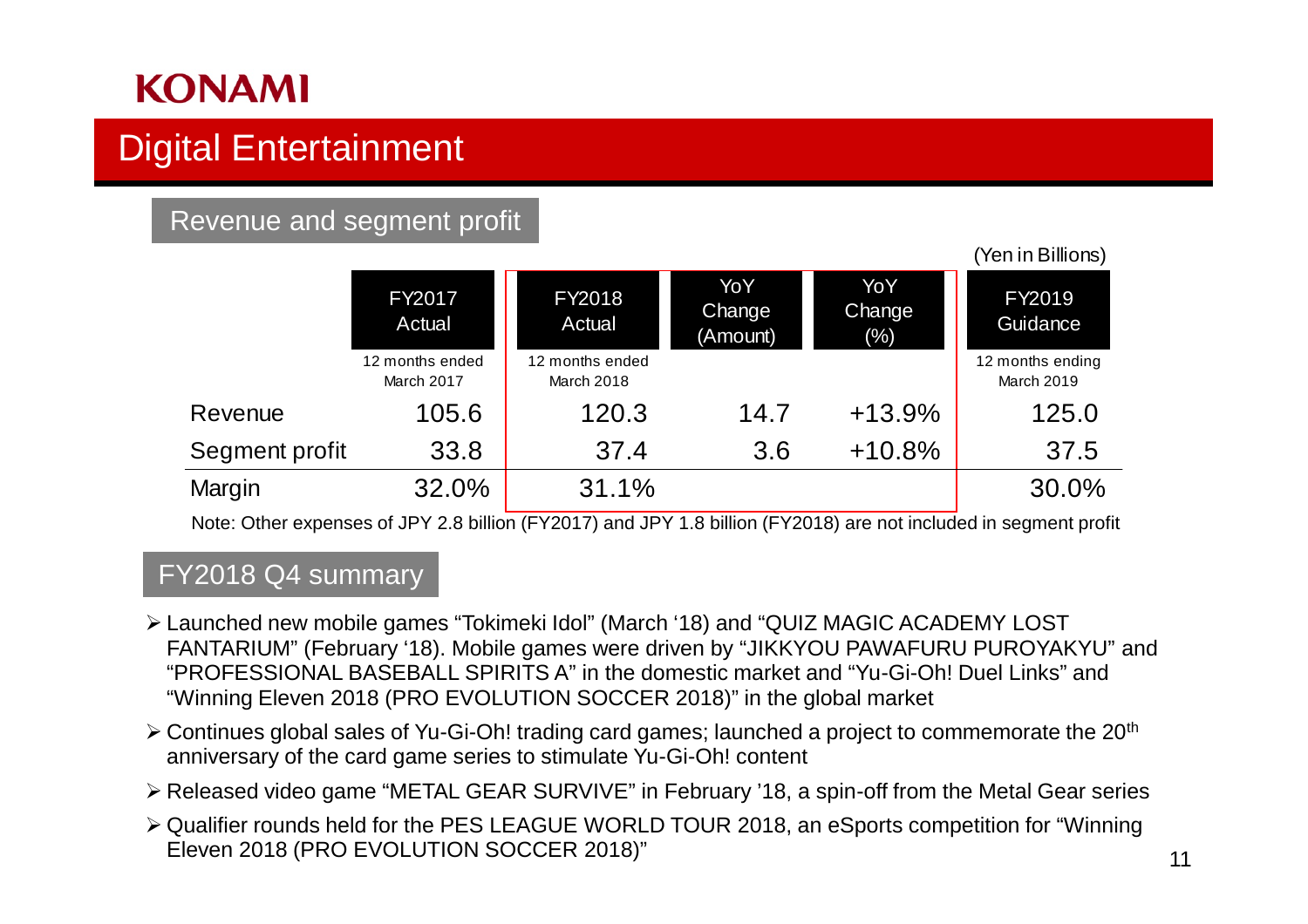KONAMI

# Digital Entertainment

## Revenue and segment profit

(Yen in Billions)

| | FY2017 Actual<br>12 months ended March 2017 | FY2018 Actual<br>12 months ended March 2018 | YoY Change (Amount) | YoY Change (%) | FY2019 Guidance<br>12 months ending March 2019 |
|---|---|---|---|---|---|
| Revenue | 105.6 | 120.3 | 14.7 | +13.9% | 125.0 |
| Segment profit | 33.8 | 37.4 | 3.6 | +10.8% | 37.5 |
| Margin | 32.0% | 31.1% | | | 30.0% |

Note: Other expenses of JPY 2.8 billion (FY2017) and JPY 1.8 billion (FY2018) are not included in segment profit

## FY2018 Q4 summary

- Launched new mobile games "Tokimeki Idol" (March '18) and "QUIZ MAGIC ACADEMY LOST FANTARIUM" (February '18). Mobile games were driven by "JIKKYOU PAWAFURU PUROYAKYU" and "PROFESSIONAL BASEBALL SPIRITS A" in the domestic market and "Yu-Gi-Oh! Duel Links" and "Winning Eleven 2018 (PRO EVOLUTION SOCCER 2018)" in the global market
- Continues global sales of Yu-Gi-Oh! trading card games; launched a project to commemorate the 20th anniversary of the card game series to stimulate Yu-Gi-Oh! content
- Released video game "METAL GEAR SURVIVE" in February '18, a spin-off from the Metal Gear series
- Qualifier rounds held for the PES LEAGUE WORLD TOUR 2018, an eSports competition for "Winning Eleven 2018 (PRO EVOLUTION SOCCER 2018)"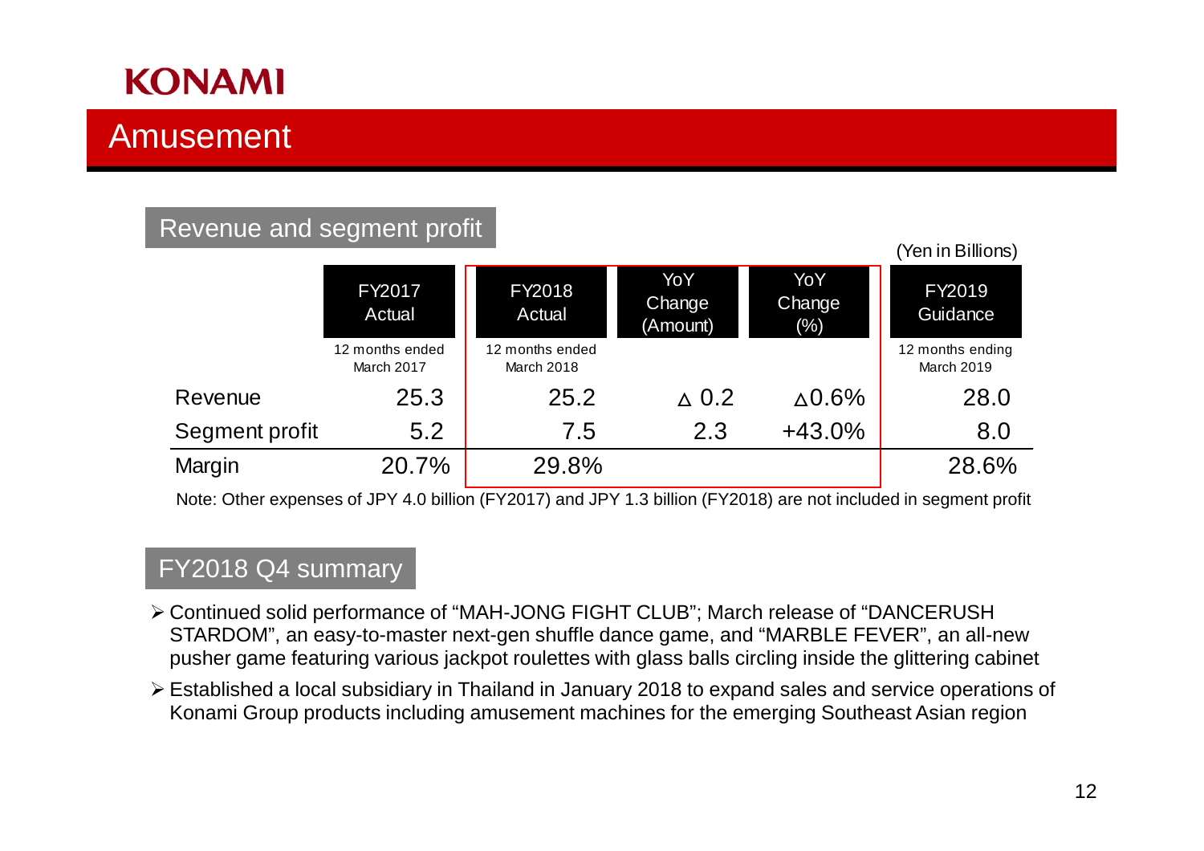KONAMI

# Amusement

## Revenue and segment profit

(Yen in Billions)

| | FY2017 Actual<br>12 months ended March 2017 | FY2018 Actual<br>12 months ended March 2018 | YoY Change (Amount) | YoY Change (%) | FY2019 Guidance<br>12 months ending March 2019 |
|---|---|---|---|---|---|
| Revenue | 25.3 | 25.2 | △ 0.2 | △0.6% | 28.0 |
| Segment profit | 5.2 | 7.5 | 2.3 | +43.0% | 8.0 |
| Margin | 20.7% | 29.8% | | | 28.6% |

Note: Other expenses of JPY 4.0 billion (FY2017) and JPY 1.3 billion (FY2018) are not included in segment profit

## FY2018 Q4 summary

- Continued solid performance of "MAH-JONG FIGHT CLUB"; March release of "DANCERUSH STARDOM", an easy-to-master next-gen shuffle dance game, and "MARBLE FEVER", an all-new pusher game featuring various jackpot roulettes with glass balls circling inside the glittering cabinet
- Established a local subsidiary in Thailand in January 2018 to expand sales and service operations of Konami Group products including amusement machines for the emerging Southeast Asian region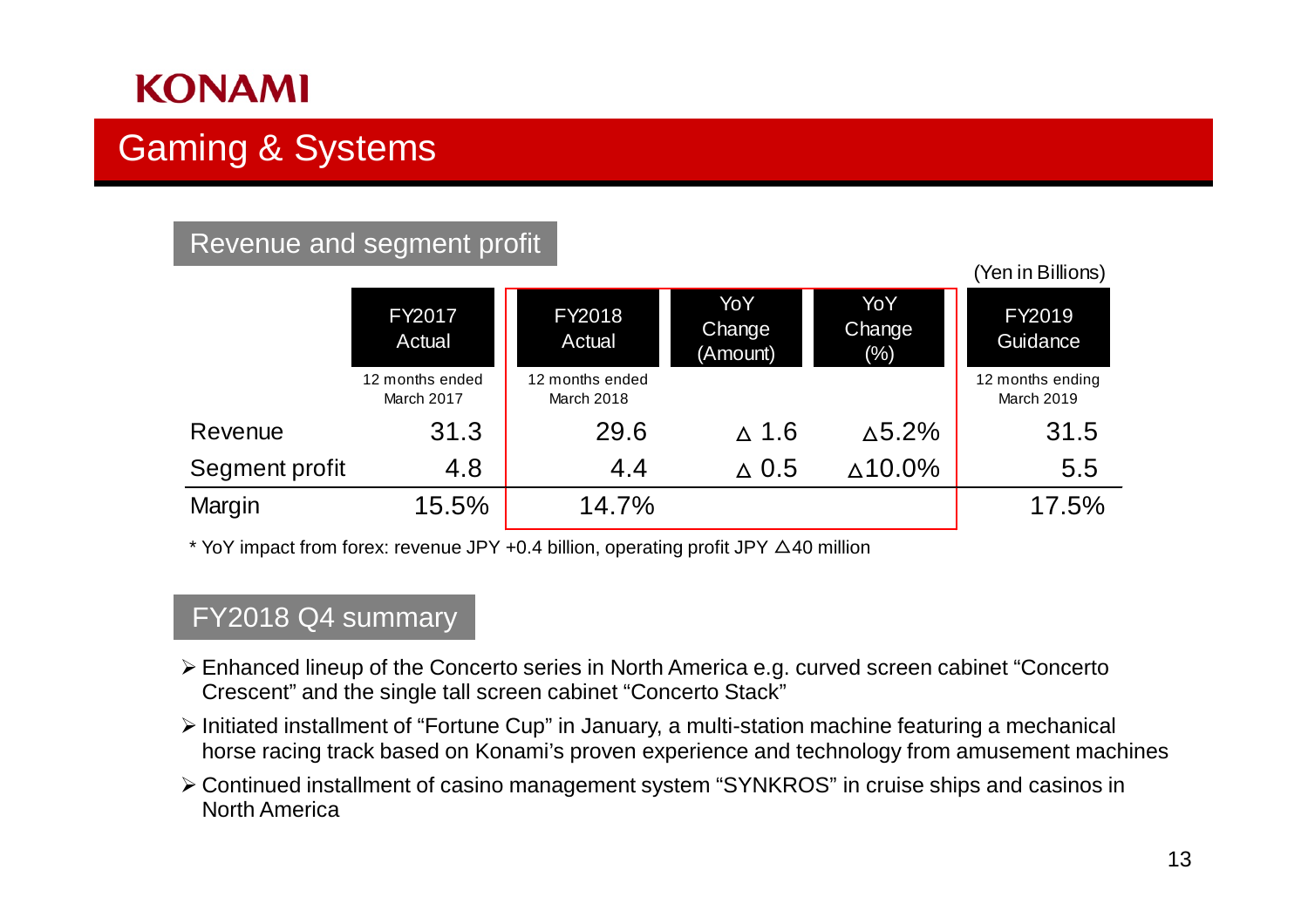# Gaming & Systems

## Revenue and segment profit

(Yen in Billions)

| | FY2017 Actual<br>12 months ended March 2017 | FY2018 Actual<br>12 months ended March 2018 | YoY Change (Amount) | YoY Change (%) | FY2019 Guidance<br>12 months ending March 2019 |
|---|---|---|---|---|---|
| Revenue | 31.3 | 29.6 | △ 1.6 | △5.2% | 31.5 |
| Segment profit | 4.8 | 4.4 | △ 0.5 | △10.0% | 5.5 |
| Margin | 15.5% | 14.7% | | | 17.5% |

* YoY impact from forex: revenue JPY +0.4 billion, operating profit JPY △40 million

## FY2018 Q4 summary

- Enhanced lineup of the Concerto series in North America e.g. curved screen cabinet "Concerto Crescent" and the single tall screen cabinet "Concerto Stack"
- Initiated installment of "Fortune Cup" in January, a multi-station machine featuring a mechanical horse racing track based on Konami's proven experience and technology from amusement machines
- Continued installment of casino management system "SYNKROS" in cruise ships and casinos in North America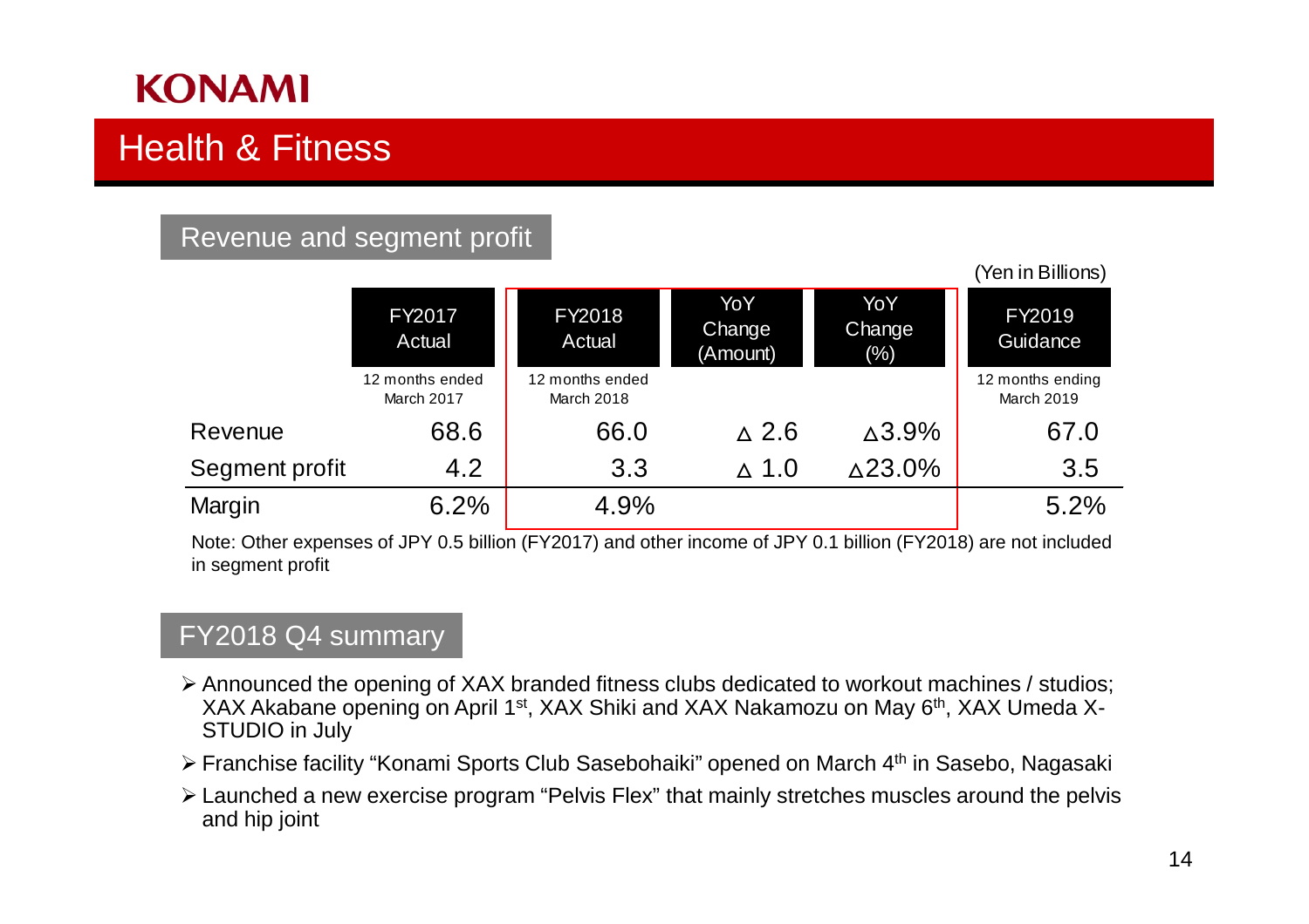KONAMI

# Health & Fitness

## Revenue and segment profit

(Yen in Billions)

| | FY2017 Actual<br>12 months ended March 2017 | FY2018 Actual<br>12 months ended March 2018 | YoY Change (Amount) | YoY Change (%) | FY2019 Guidance<br>12 months ending March 2019 |
|---|---|---|---|---|---|
| Revenue | 68.6 | 66.0 | △ 2.6 | △3.9% | 67.0 |
| Segment profit | 4.2 | 3.3 | △ 1.0 | △23.0% | 3.5 |
| Margin | 6.2% | 4.9% | | | 5.2% |

Note: Other expenses of JPY 0.5 billion (FY2017) and other income of JPY 0.1 billion (FY2018) are not included in segment profit

## FY2018 Q4 summary

- Announced the opening of XAX branded fitness clubs dedicated to workout machines / studios; XAX Akabane opening on April 1st, XAX Shiki and XAX Nakamozu on May 6th, XAX Umeda X-STUDIO in July
- Franchise facility "Konami Sports Club Sasebohaiki" opened on March 4th in Sasebo, Nagasaki
- Launched a new exercise program "Pelvis Flex" that mainly stretches muscles around the pelvis and hip joint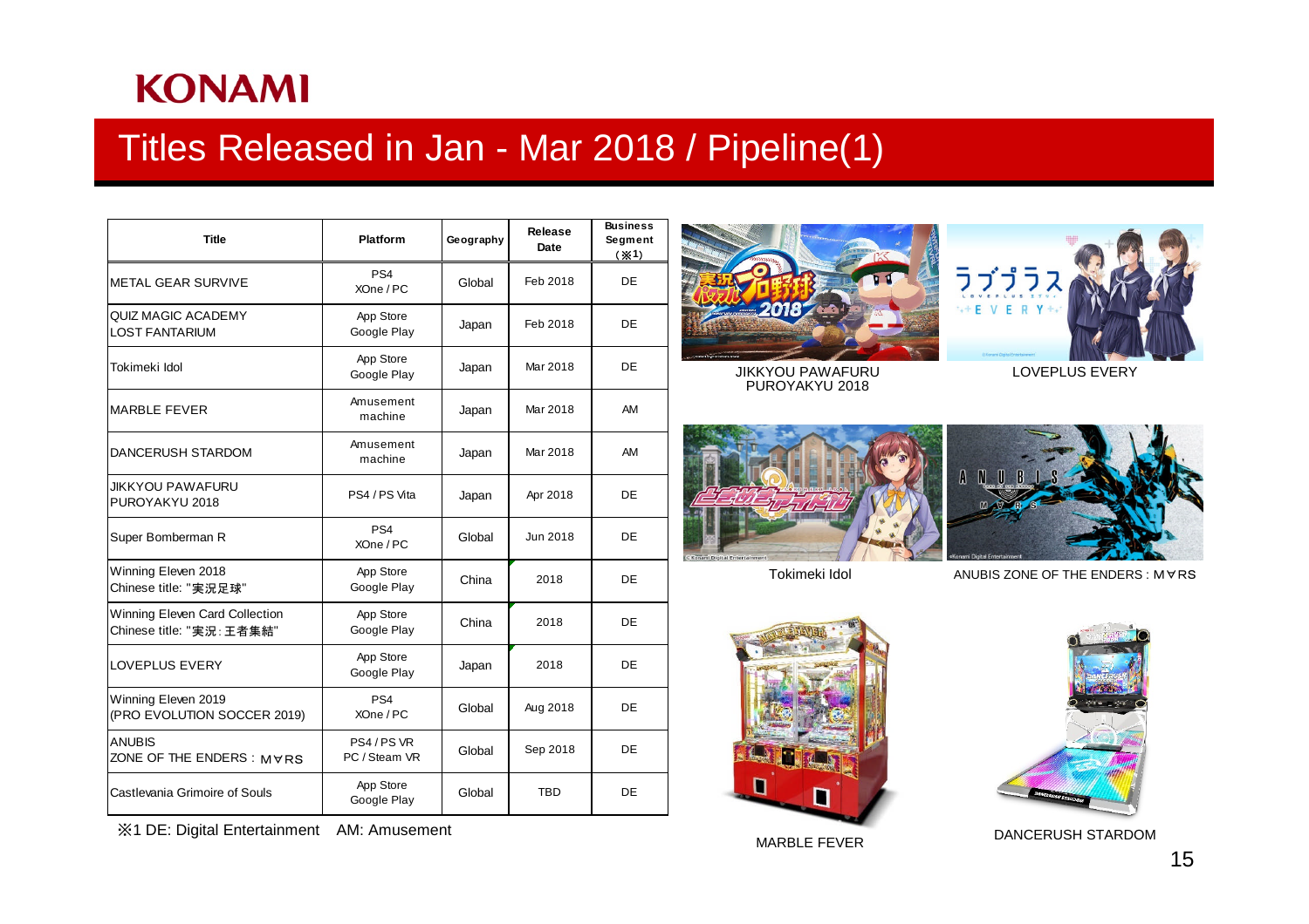KONAMI

# Titles Released in Jan - Mar 2018 / Pipeline(1)

| Title | Platform | Geography | Release Date | Business Segment (※1) |
| --- | --- | --- | --- | --- |
| METAL GEAR SURVIVE | PS4<br>XOne / PC | Global | Feb 2018 | DE |
| QUIZ MAGIC ACADEMY<br>LOST FANTARIUM | App Store<br>Google Play | Japan | Feb 2018 | DE |
| Tokimeki Idol | App Store<br>Google Play | Japan | Mar 2018 | DE |
| MARBLE FEVER | Amusement machine | Japan | Mar 2018 | AM |
| DANCERUSH STARDOM | Amusement machine | Japan | Mar 2018 | AM |
| JIKKYOU PAWAFURU<br>PUROYAKYU 2018 | PS4 / PS Vita | Japan | Apr 2018 | DE |
| Super Bomberman R | PS4<br>XOne / PC | Global | Jun 2018 | DE |
| Winning Eleven 2018<br>Chinese title: "実況足球" | App Store<br>Google Play | China | 2018 | DE |
| Winning Eleven Card Collection<br>Chinese title: "実況:王者集結" | App Store<br>Google Play | China | 2018 | DE |
| LOVEPLUS EVERY | App Store<br>Google Play | Japan | 2018 | DE |
| Winning Eleven 2019<br>(PRO EVOLUTION SOCCER 2019) | PS4<br>XOne / PC | Global | Aug 2018 | DE |
| ANUBIS<br>ZONE OF THE ENDERS : M∀RS | PS4 / PS VR<br>PC / Steam VR | Global | Sep 2018 | DE |
| Castlevania Grimoire of Souls | App Store<br>Google Play | Global | TBD | DE |

※1 DE: Digital Entertainment　AM: Amusement

JIKKYOU PAWAFURU PUROYAKYU 2018

LOVEPLUS EVERY

Tokimeki Idol

ANUBIS ZONE OF THE ENDERS : M∀RS

MARBLE FEVER

DANCERUSH STARDOM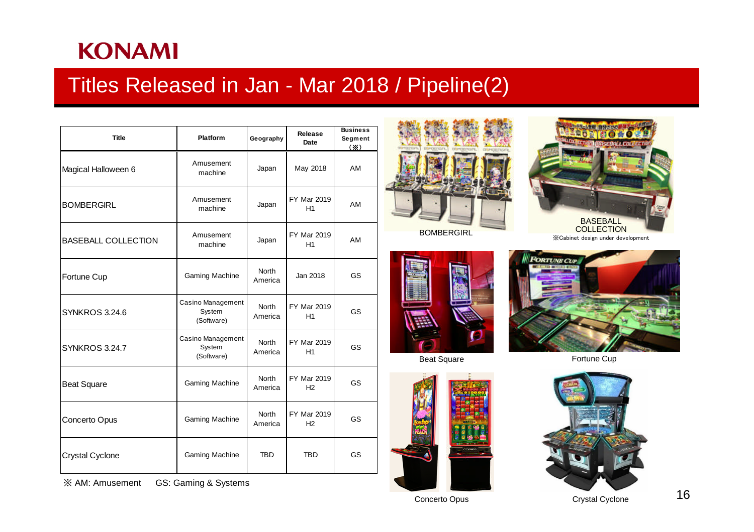KONAMI

# Titles Released in Jan - Mar 2018 / Pipeline(2)

| Title | Platform | Geography | Release Date | Business Segment (※) |
|---|---|---|---|---|
| Magical Halloween 6 | Amusement machine | Japan | May 2018 | AM |
| BOMBERGIRL | Amusement machine | Japan | FY Mar 2019 H1 | AM |
| BASEBALL COLLECTION | Amusement machine | Japan | FY Mar 2019 H1 | AM |
| Fortune Cup | Gaming Machine | North America | Jan 2018 | GS |
| SYNKROS 3.24.6 | Casino Management System (Software) | North America | FY Mar 2019 H1 | GS |
| SYNKROS 3.24.7 | Casino Management System (Software) | North America | FY Mar 2019 H1 | GS |
| Beat Square | Gaming Machine | North America | FY Mar 2019 H2 | GS |
| Concerto Opus | Gaming Machine | North America | FY Mar 2019 H2 | GS |
| Crystal Cyclone | Gaming Machine | TBD | TBD | GS |

※ AM: Amusement GS: Gaming & Systems

BOMBERGIRL

BASEBALL COLLECTION
※Cabinet design under development

Beat Square

Fortune Cup

Concerto Opus

Crystal Cyclone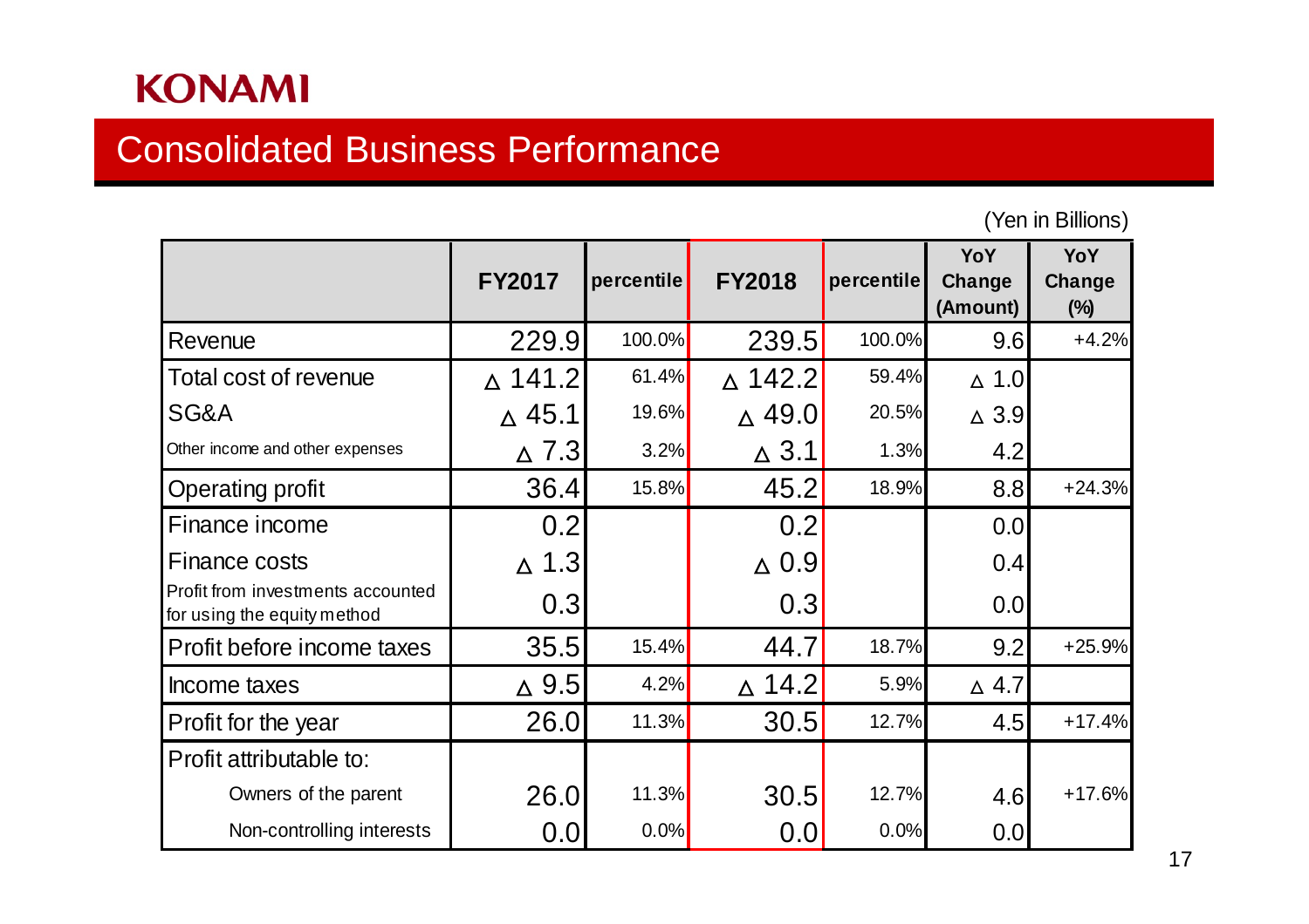KONAMI

# Consolidated Business Performance

(Yen in Billions)

| | FY2017 | percentile | FY2018 | percentile | YoY Change (Amount) | YoY Change (%) |
|---|---|---|---|---|---|---|
| Revenue | 229.9 | 100.0% | 239.5 | 100.0% | 9.6 | +4.2% |
| Total cost of revenue | △ 141.2 | 61.4% | △ 142.2 | 59.4% | △ 1.0 | |
| SG&A | △ 45.1 | 19.6% | △ 49.0 | 20.5% | △ 3.9 | |
| Other income and other expenses | △ 7.3 | 3.2% | △ 3.1 | 1.3% | 4.2 | |
| Operating profit | 36.4 | 15.8% | 45.2 | 18.9% | 8.8 | +24.3% |
| Finance income | 0.2 | | 0.2 | | 0.0 | |
| Finance costs | △ 1.3 | | △ 0.9 | | 0.4 | |
| Profit from investments accounted for using the equity method | 0.3 | | 0.3 | | 0.0 | |
| Profit before income taxes | 35.5 | 15.4% | 44.7 | 18.7% | 9.2 | +25.9% |
| Income taxes | △ 9.5 | 4.2% | △ 14.2 | 5.9% | △ 4.7 | |
| Profit for the year | 26.0 | 11.3% | 30.5 | 12.7% | 4.5 | +17.4% |
| Profit attributable to: | | | | | | |
| Owners of the parent | 26.0 | 11.3% | 30.5 | 12.7% | 4.6 | +17.6% |
| Non-controlling interests | 0.0 | 0.0% | 0.0 | 0.0% | 0.0 | |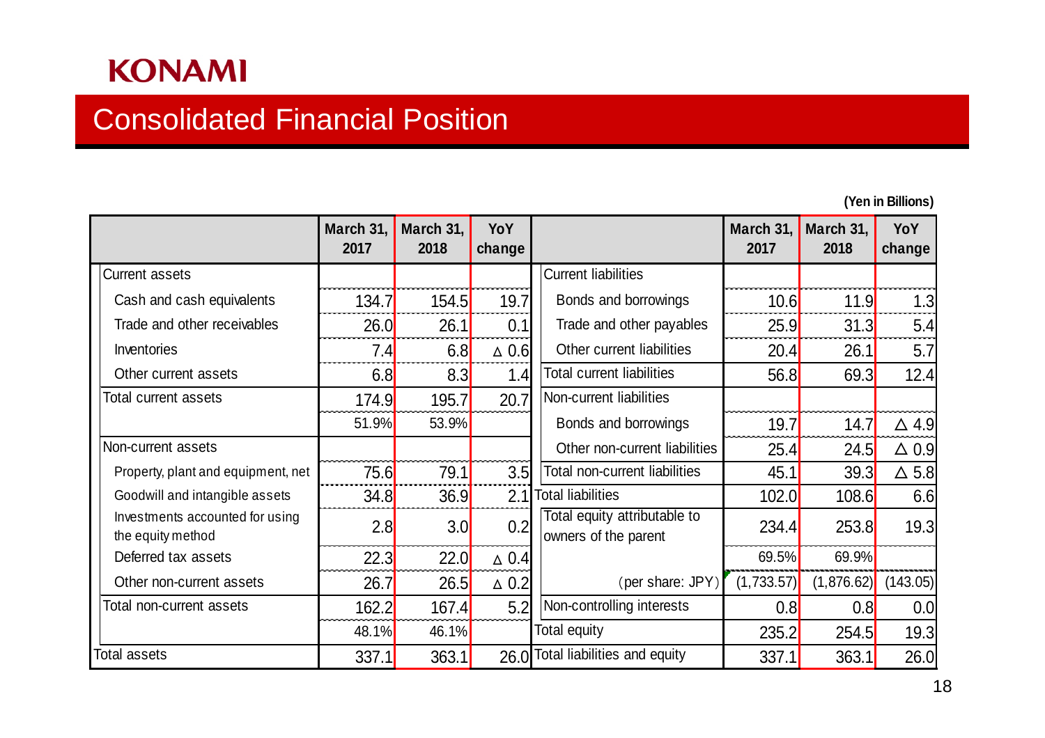KONAMI

# Consolidated Financial Position

(Yen in Billions)

| | March 31, 2017 | March 31, 2018 | YoY change | | March 31, 2017 | March 31, 2018 | YoY change |
|---|---|---|---|---|---|---|---|
| Current assets | | | | Current liabilities | | | |
| Cash and cash equivalents | 134.7 | 154.5 | 19.7 | Bonds and borrowings | 10.6 | 11.9 | 1.3 |
| Trade and other receivables | 26.0 | 26.1 | 0.1 | Trade and other payables | 25.9 | 31.3 | 5.4 |
| Inventories | 7.4 | 6.8 | △ 0.6 | Other current liabilities | 20.4 | 26.1 | 5.7 |
| Other current assets | 6.8 | 8.3 | 1.4 | Total current liabilities | 56.8 | 69.3 | 12.4 |
| Total current assets | 174.9 | 195.7 | 20.7 | Non-current liabilities | | | |
| | 51.9% | 53.9% | | Bonds and borrowings | 19.7 | 14.7 | △ 4.9 |
| Non-current assets | | | | Other non-current liabilities | 25.4 | 24.5 | △ 0.9 |
| Property, plant and equipment, net | 75.6 | 79.1 | 3.5 | Total non-current liabilities | 45.1 | 39.3 | △ 5.8 |
| Goodwill and intangible assets | 34.8 | 36.9 | 2.1 | Total liabilities | 102.0 | 108.6 | 6.6 |
| Investments accounted for using the equity method | 2.8 | 3.0 | 0.2 | Total equity attributable to owners of the parent | 234.4 | 253.8 | 19.3 |
| Deferred tax assets | 22.3 | 22.0 | △ 0.4 | | 69.5% | 69.9% | |
| Other non-current assets | 26.7 | 26.5 | △ 0.2 | (per share: JPY) | (1,733.57) | (1,876.62) | (143.05) |
| Total non-current assets | 162.2 | 167.4 | 5.2 | Non-controlling interests | 0.8 | 0.8 | 0.0 |
| | 48.1% | 46.1% | | Total equity | 235.2 | 254.5 | 19.3 |
| Total assets | 337.1 | 363.1 | 26.0 | Total liabilities and equity | 337.1 | 363.1 | 26.0 |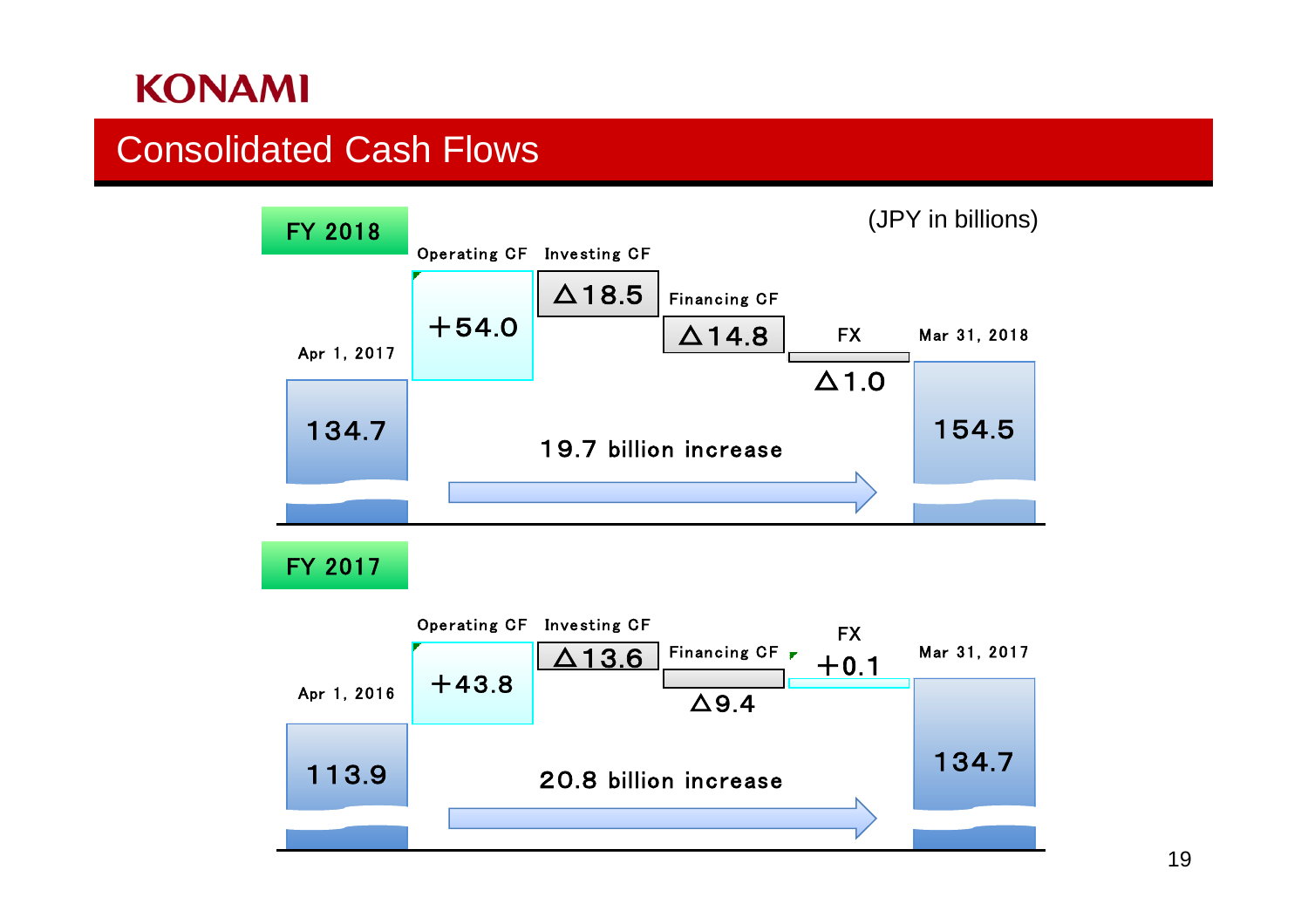KONAMI

# Consolidated Cash Flows

(JPY in billions)

## FY 2018

| Apr 1, 2017 | Operating CF | Investing CF | Financing CF | FX | Mar 31, 2018 |
|---|---|---|---|---|---|
| 134.7 | ＋54.0 | △18.5 | △14.8 | △1.0 | 154.5 |

19.7 billion increase

## FY 2017

| Apr 1, 2016 | Operating CF | Investing CF | Financing CF | FX | Mar 31, 2017 |
|---|---|---|---|---|---|
| 113.9 | ＋43.8 | △13.6 | △9.4 | ＋0.1 | 134.7 |

20.8 billion increase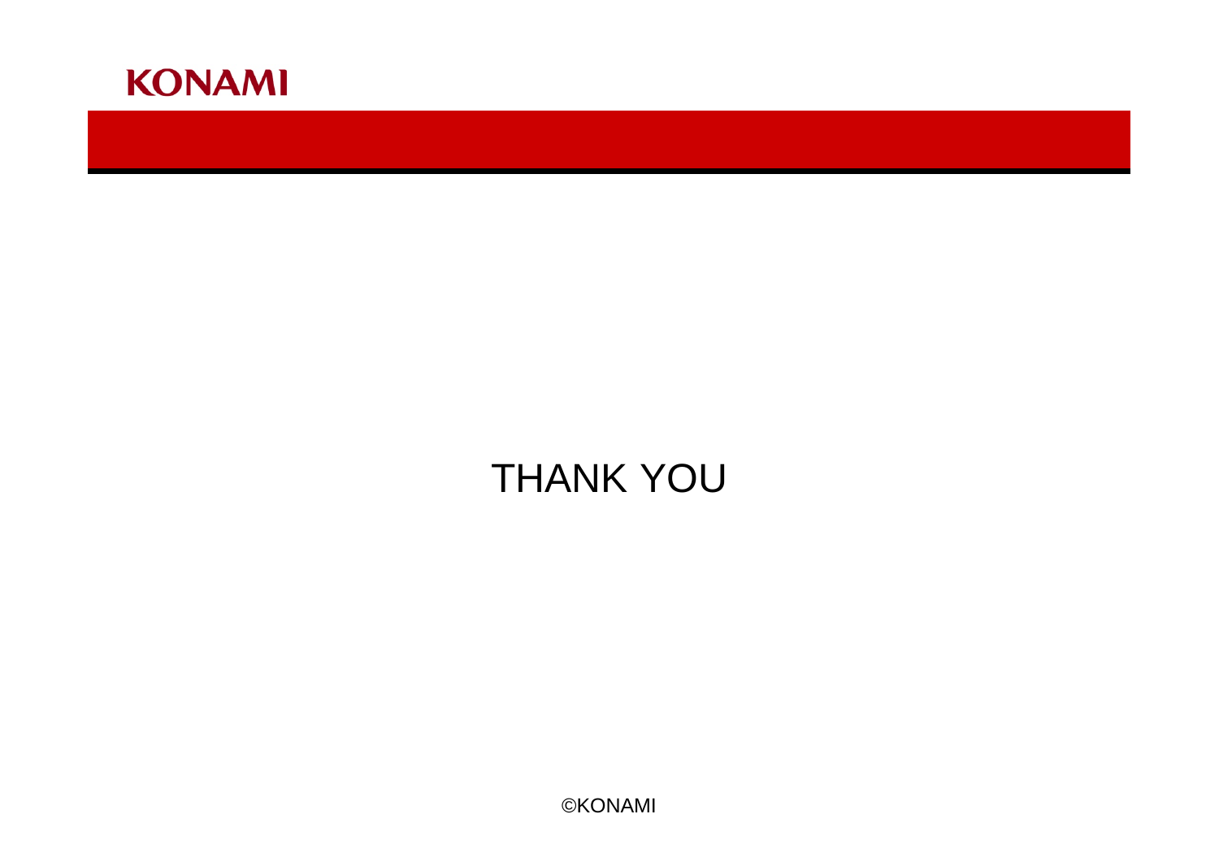KONAMI

THANK YOU

©KONAMI